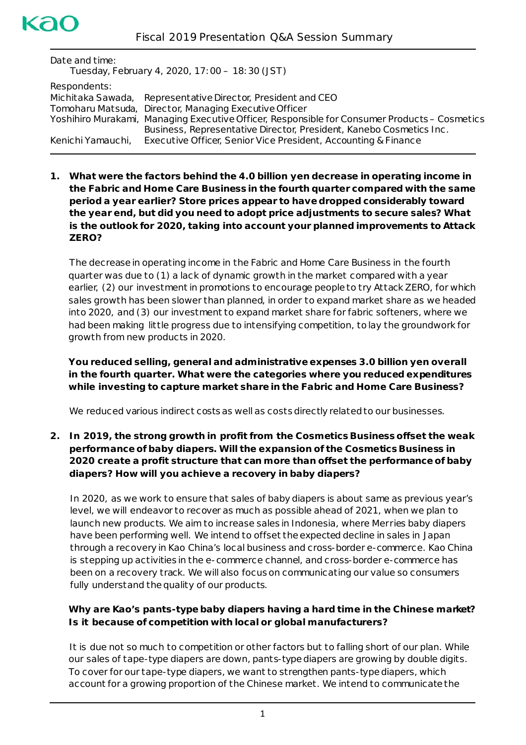# Fiscal 2019 Presentation Q&A Session Summary

Date and time:
Tuesday, February 4, 2020, 17:00 – 18:30 (JST)

Respondents:

| | |
|---|---|
| Michitaka Sawada, | Representative Director, President and CEO |
| Tomoharu Matsuda, | Director, Managing Executive Officer |
| Yoshihiro Murakami, | Managing Executive Officer, Responsible for Consumer Products – Cosmetics Business, Representative Director, President, Kanebo Cosmetics Inc. |
| Kenichi Yamauchi, | Executive Officer, Senior Vice President, Accounting & Finance |

**1. What were the factors behind the 4.0 billion yen decrease in operating income in the Fabric and Home Care Business in the fourth quarter compared with the same period a year earlier? Store prices appear to have dropped considerably toward the year end, but did you need to adopt price adjustments to secure sales? What is the outlook for 2020, taking into account your planned improvements to Attack ZERO?**

The decrease in operating income in the Fabric and Home Care Business in the fourth quarter was due to (1) a lack of dynamic growth in the market compared with a year earlier, (2) our investment in promotions to encourage people to try Attack ZERO, for which sales growth has been slower than planned, in order to expand market share as we headed into 2020, and (3) our investment to expand market share for fabric softeners, where we had been making little progress due to intensifying competition, to lay the groundwork for growth from new products in 2020.

**You reduced selling, general and administrative expenses 3.0 billion yen overall in the fourth quarter. What were the categories where you reduced expenditures while investing to capture market share in the Fabric and Home Care Business?**

We reduced various indirect costs as well as costs directly related to our businesses.

**2. In 2019, the strong growth in profit from the Cosmetics Business offset the weak performance of baby diapers. Will the expansion of the Cosmetics Business in 2020 create a profit structure that can more than offset the performance of baby diapers? How will you achieve a recovery in baby diapers?**

In 2020, as we work to ensure that sales of baby diapers is about same as previous year's level, we will endeavor to recover as much as possible ahead of 2021, when we plan to launch new products. We aim to increase sales in Indonesia, where Merries baby diapers have been performing well. We intend to offset the expected decline in sales in Japan through a recovery in Kao China's local business and cross-border e-commerce. Kao China is stepping up activities in the e-commerce channel, and cross-border e-commerce has been on a recovery track. We will also focus on communicating our value so consumers fully understand the quality of our products.

**Why are Kao's pants-type baby diapers having a hard time in the Chinese market? Is it because of competition with local or global manufacturers?**

It is due not so much to competition or other factors but to falling short of our plan. While our sales of tape-type diapers are down, pants-type diapers are growing by double digits. To cover for our tape-type diapers, we want to strengthen pants-type diapers, which account for a growing proportion of the Chinese market. We intend to communicate the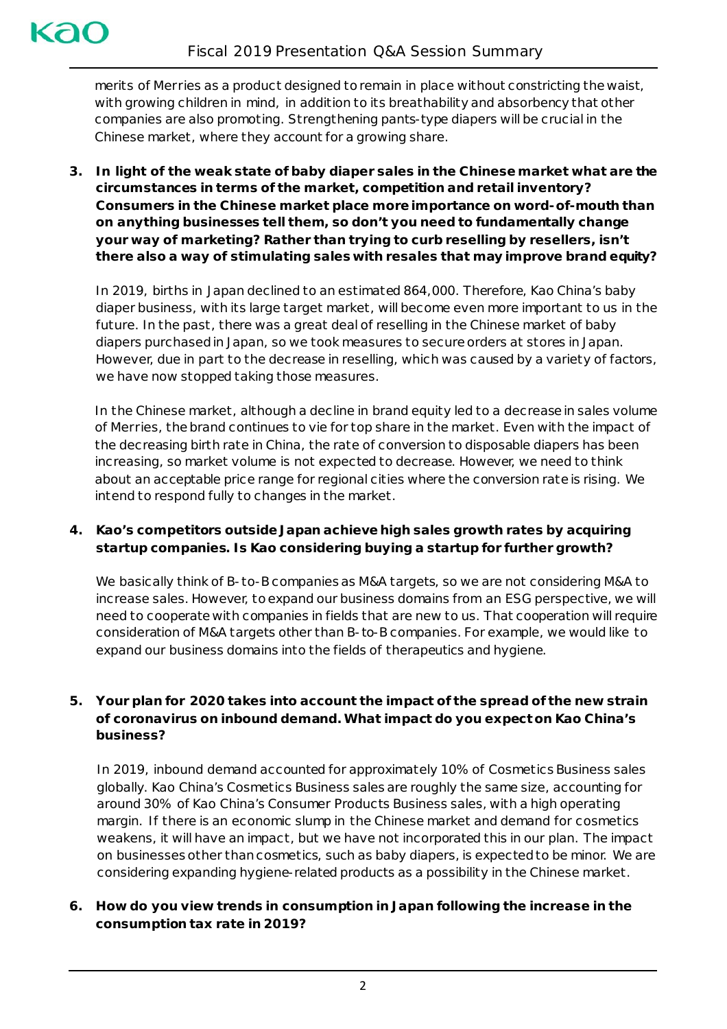merits of Merries as a product designed to remain in place without constricting the waist, with growing children in mind, in addition to its breathability and absorbency that other companies are also promoting. Strengthening pants-type diapers will be crucial in the Chinese market, where they account for a growing share.

3. **In light of the weak state of baby diaper sales in the Chinese market what are the circumstances in terms of the market, competition and retail inventory? Consumers in the Chinese market place more importance on word-of-mouth than on anything businesses tell them, so don't you need to fundamentally change your way of marketing? Rather than trying to curb reselling by resellers, isn't there also a way of stimulating sales with resales that may improve brand equity?**

   In 2019, births in Japan declined to an estimated 864,000. Therefore, Kao China's baby diaper business, with its large target market, will become even more important to us in the future. In the past, there was a great deal of reselling in the Chinese market of baby diapers purchased in Japan, so we took measures to secure orders at stores in Japan. However, due in part to the decrease in reselling, which was caused by a variety of factors, we have now stopped taking those measures.

   In the Chinese market, although a decline in brand equity led to a decrease in sales volume of Merries, the brand continues to vie for top share in the market. Even with the impact of the decreasing birth rate in China, the rate of conversion to disposable diapers has been increasing, so market volume is not expected to decrease. However, we need to think about an acceptable price range for regional cities where the conversion rate is rising. We intend to respond fully to changes in the market.

4. **Kao's competitors outside Japan achieve high sales growth rates by acquiring startup companies. Is Kao considering buying a startup for further growth?**

   We basically think of B-to-B companies as M&A targets, so we are not considering M&A to increase sales. However, to expand our business domains from an ESG perspective, we will need to cooperate with companies in fields that are new to us. That cooperation will require consideration of M&A targets other than B-to-B companies. For example, we would like to expand our business domains into the fields of therapeutics and hygiene.

5. **Your plan for 2020 takes into account the impact of the spread of the new strain of coronavirus on inbound demand. What impact do you expect on Kao China's business?**

   In 2019, inbound demand accounted for approximately 10% of Cosmetics Business sales globally. Kao China's Cosmetics Business sales are roughly the same size, accounting for around 30% of Kao China's Consumer Products Business sales, with a high operating margin. If there is an economic slump in the Chinese market and demand for cosmetics weakens, it will have an impact, but we have not incorporated this in our plan. The impact on businesses other than cosmetics, such as baby diapers, is expected to be minor. We are considering expanding hygiene-related products as a possibility in the Chinese market.

6. **How do you view trends in consumption in Japan following the increase in the consumption tax rate in 2019?**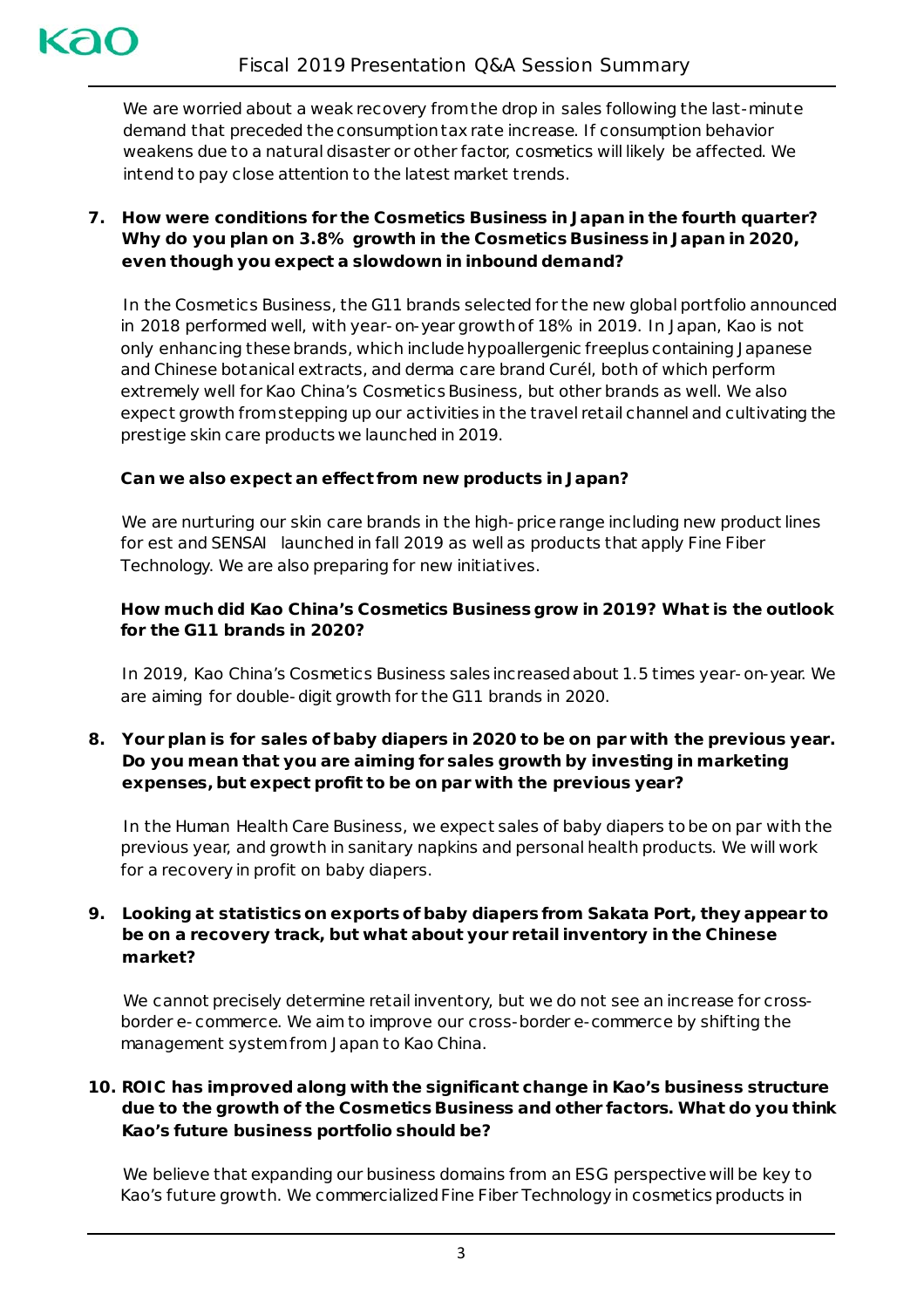We are worried about a weak recovery from the drop in sales following the last-minute demand that preceded the consumption tax rate increase. If consumption behavior weakens due to a natural disaster or other factor, cosmetics will likely be affected. We intend to pay close attention to the latest market trends.

**7. How were conditions for the Cosmetics Business in Japan in the fourth quarter? Why do you plan on 3.8% growth in the Cosmetics Business in Japan in 2020, even though you expect a slowdown in inbound demand?**

In the Cosmetics Business, the G11 brands selected for the new global portfolio announced in 2018 performed well, with year-on-year growth of 18% in 2019. In Japan, Kao is not only enhancing these brands, which include hypoallergenic freeplus containing Japanese and Chinese botanical extracts, and derma care brand Curél, both of which perform extremely well for Kao China's Cosmetics Business, but other brands as well. We also expect growth from stepping up our activities in the travel retail channel and cultivating the prestige skin care products we launched in 2019.

**Can we also expect an effect from new products in Japan?**

We are nurturing our skin care brands in the high-price range including new product lines for est and SENSAI launched in fall 2019 as well as products that apply Fine Fiber Technology. We are also preparing for new initiatives.

**How much did Kao China's Cosmetics Business grow in 2019? What is the outlook for the G11 brands in 2020?**

In 2019, Kao China's Cosmetics Business sales increased about 1.5 times year-on-year. We are aiming for double-digit growth for the G11 brands in 2020.

**8. Your plan is for sales of baby diapers in 2020 to be on par with the previous year. Do you mean that you are aiming for sales growth by investing in marketing expenses, but expect profit to be on par with the previous year?**

In the Human Health Care Business, we expect sales of baby diapers to be on par with the previous year, and growth in sanitary napkins and personal health products. We will work for a recovery in profit on baby diapers.

**9. Looking at statistics on exports of baby diapers from Sakata Port, they appear to be on a recovery track, but what about your retail inventory in the Chinese market?**

We cannot precisely determine retail inventory, but we do not see an increase for cross-border e-commerce. We aim to improve our cross-border e-commerce by shifting the management system from Japan to Kao China.

**10. ROIC has improved along with the significant change in Kao's business structure due to the growth of the Cosmetics Business and other factors. What do you think Kao's future business portfolio should be?**

We believe that expanding our business domains from an ESG perspective will be key to Kao's future growth. We commercialized Fine Fiber Technology in cosmetics products in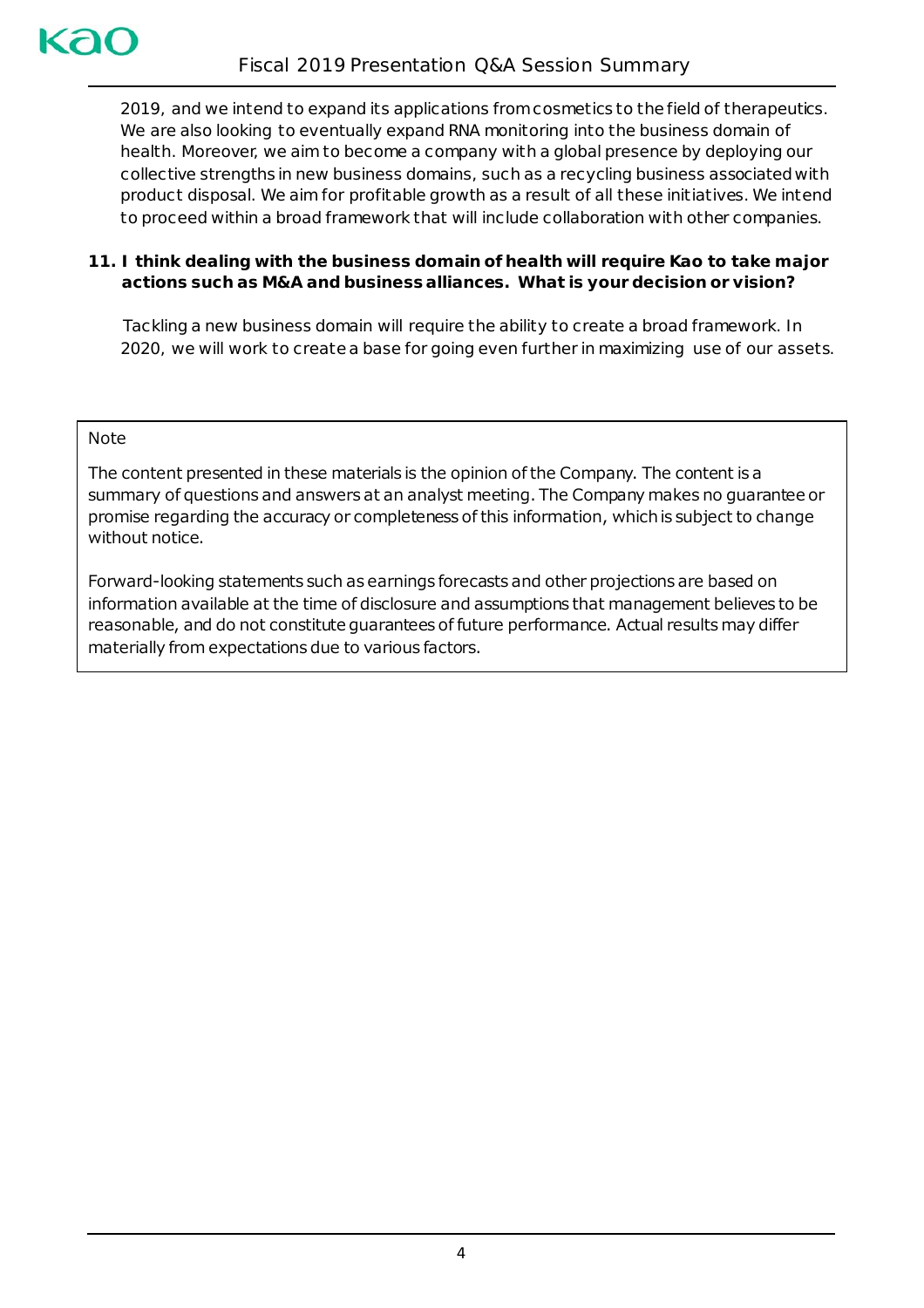2019, and we intend to expand its applications from cosmetics to the field of therapeutics. We are also looking to eventually expand RNA monitoring into the business domain of health. Moreover, we aim to become a company with a global presence by deploying our collective strengths in new business domains, such as a recycling business associated with product disposal. We aim for profitable growth as a result of all these initiatives. We intend to proceed within a broad framework that will include collaboration with other companies.

**11. I think dealing with the business domain of health will require Kao to take major actions such as M&A and business alliances. What is your decision or vision?**

Tackling a new business domain will require the ability to create a broad framework. In 2020, we will work to create a base for going even further in maximizing use of our assets.

Note

The content presented in these materials is the opinion of the Company. The content is a summary of questions and answers at an analyst meeting. The Company makes no guarantee or promise regarding the accuracy or completeness of this information, which is subject to change without notice.

Forward-looking statements such as earnings forecasts and other projections are based on information available at the time of disclosure and assumptions that management believes to be reasonable, and do not constitute guarantees of future performance. Actual results may differ materially from expectations due to various factors.